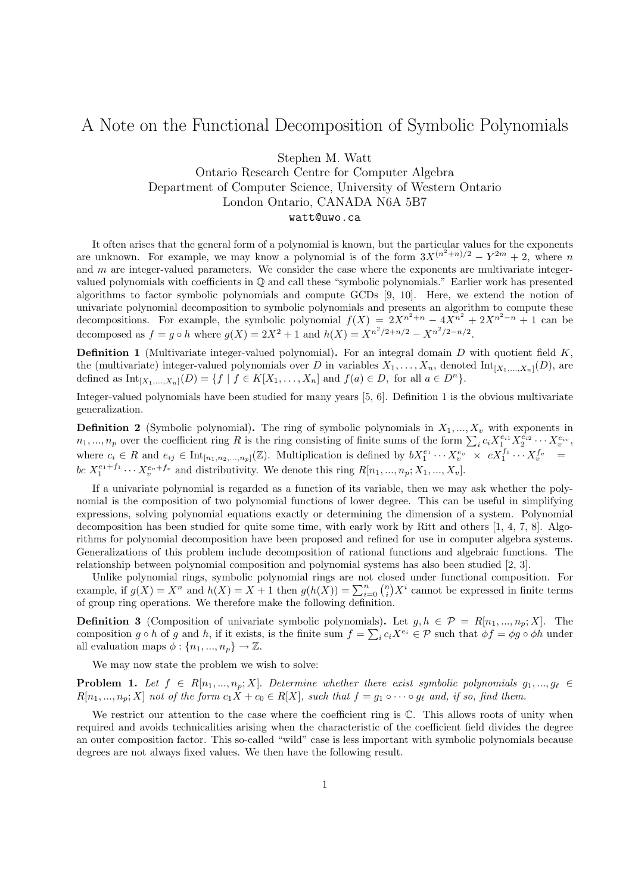# A Note on the Functional Decomposition of Symbolic Polynomials

Stephen M. Watt
Ontario Research Centre for Computer Algebra
Department of Computer Science, University of Western Ontario
London Ontario, CANADA N6A 5B7
watt@uwo.ca

It often arises that the general form of a polynomial is known, but the particular values for the exponents are unknown. For example, we may know a polynomial is of the form $3X^{(n^2+n)/2} - Y^{2m} + 2$, where $n$ and $m$ are integer-valued parameters. We consider the case where the exponents are multivariate integer-valued polynomials with coefficients in $\mathbb{Q}$ and call these "symbolic polynomials." Earlier work has presented algorithms to factor symbolic polynomials and compute GCDs [9, 10]. Here, we extend the notion of univariate polynomial decomposition to symbolic polynomials and presents an algorithm to compute these decompositions. For example, the symbolic polynomial $f(X) = 2X^{n^2+n} - 4X^{n^2} + 2X^{n^2-n} + 1$ can be decomposed as $f = g \circ h$ where $g(X) = 2X^2 + 1$ and $h(X) = X^{n^2/2+n/2} - X^{n^2/2-n/2}$.

**Definition 1** (Multivariate integer-valued polynomial)**.** For an integral domain $D$ with quotient field $K$, the (multivariate) integer-valued polynomials over $D$ in variables $X_1, \ldots, X_n$, denoted $\text{Int}_{[X_1,\ldots,X_n]}(D)$, are defined as $\text{Int}_{[X_1,\ldots,X_n]}(D) = \{f \mid f \in K[X_1, \ldots, X_n] \text{ and } f(a) \in D, \text{ for all } a \in D^n\}$.

Integer-valued polynomials have been studied for many years [5, 6]. Definition 1 is the obvious multivariate generalization.

**Definition 2** (Symbolic polynomial)**.** The ring of symbolic polynomials in $X_1, ..., X_v$ with exponents in $n_1, ..., n_p$ over the coefficient ring $R$ is the ring consisting of finite sums of the form $\sum_i c_i X_1^{e_{i1}} X_2^{e_{i2}} \cdots X_v^{e_{iv}}$, where $c_i \in R$ and $e_{ij} \in \text{Int}_{[n_1,n_2,\ldots,n_p]}(\mathbb{Z})$. Multiplication is defined by $bX_1^{e_1} \cdots X_v^{e_v} \times cX_1^{f_1} \cdots X_v^{f_v} = bc\, X_1^{e_1+f_1} \cdots X_v^{e_v+f_v}$ and distributivity. We denote this ring $R[n_1, ..., n_p; X_1, ..., X_v]$.

If a univariate polynomial is regarded as a function of its variable, then we may ask whether the polynomial is the composition of two polynomial functions of lower degree. This can be useful in simplifying expressions, solving polynomial equations exactly or determining the dimension of a system. Polynomial decomposition has been studied for quite some time, with early work by Ritt and others [1, 4, 7, 8]. Algorithms for polynomial decomposition have been proposed and refined for use in computer algebra systems. Generalizations of this problem include decomposition of rational functions and algebraic functions. The relationship between polynomial composition and polynomial systems has also been studied [2, 3].

Unlike polynomial rings, symbolic polynomial rings are not closed under functional composition. For example, if $g(X) = X^n$ and $h(X) = X + 1$ then $g(h(X)) = \sum_{i=0}^{n} \binom{n}{i} X^i$ cannot be expressed in finite terms of group ring operations. We therefore make the following definition.

**Definition 3** (Composition of univariate symbolic polynomials)**.** Let $g, h \in \mathcal{P} = R[n_1, ..., n_p; X]$. The composition $g \circ h$ of $g$ and $h$, if it exists, is the finite sum $f = \sum_i c_i X^{e_i} \in \mathcal{P}$ such that $\phi f = \phi g \circ \phi h$ under all evaluation maps $\phi : \{n_1, ..., n_p\} \to \mathbb{Z}$.

We may now state the problem we wish to solve:

**Problem 1.** *Let $f \in R[n_1, ..., n_p; X]$. Determine whether there exist symbolic polynomials $g_1, ..., g_\ell \in R[n_1, ..., n_p; X]$ not of the form $c_1 X + c_0 \in R[X]$, such that $f = g_1 \circ \cdots \circ g_\ell$ and, if so, find them.*

We restrict our attention to the case where the coefficient ring is $\mathbb{C}$. This allows roots of unity when required and avoids technicalities arising when the characteristic of the coefficient field divides the degree an outer composition factor. This so-called "wild" case is less important with symbolic polynomials because degrees are not always fixed values. We then have the following result.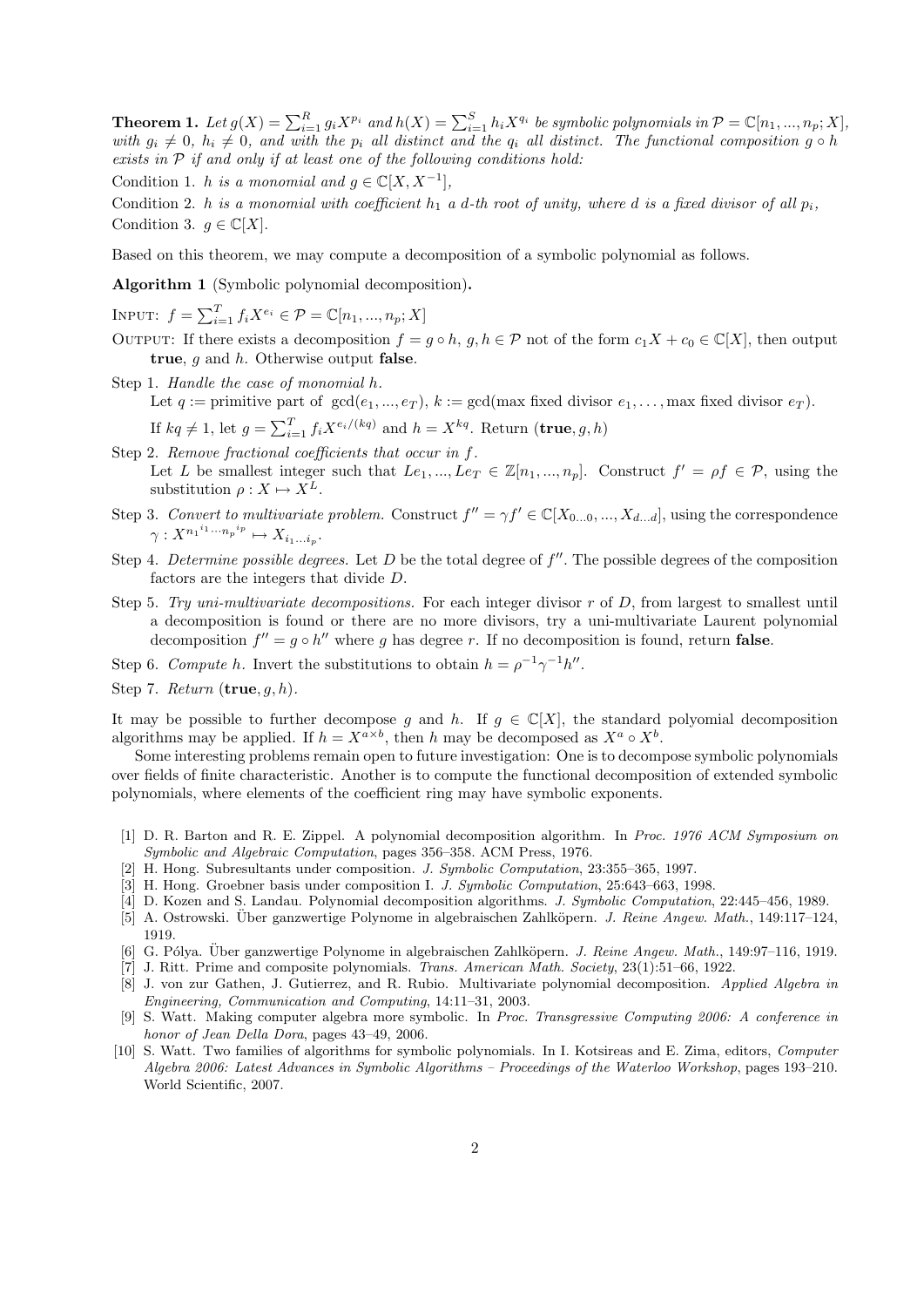**Theorem 1.** *Let $g(X) = \sum_{i=1}^{R} g_i X^{p_i}$ and $h(X) = \sum_{i=1}^{S} h_i X^{q_i}$ be symbolic polynomials in $\mathcal{P} = \mathbb{C}[n_1, ..., n_p; X]$, with $g_i \neq 0$, $h_i \neq 0$, and with the $p_i$ all distinct and the $q_i$ all distinct. The functional composition $g \circ h$ exists in $\mathcal{P}$ if and only if at least one of the following conditions hold:*

Condition 1. *$h$ is a monomial and $g \in \mathbb{C}[X, X^{-1}]$,*

Condition 2. *$h$ is a monomial with coefficient $h_1$ a $d$-th root of unity, where $d$ is a fixed divisor of all $p_i$,*

Condition 3. *$g \in \mathbb{C}[X]$.*

Based on this theorem, we may compute a decomposition of a symbolic polynomial as follows.

**Algorithm 1** (Symbolic polynomial decomposition)**.**

Input: $f = \sum_{i=1}^{T} f_i X^{e_i} \in \mathcal{P} = \mathbb{C}[n_1, ..., n_p; X]$

Output: If there exists a decomposition $f = g \circ h$, $g, h \in \mathcal{P}$ not of the form $c_1 X + c_0 \in \mathbb{C}[X]$, then output **true**, $g$ and $h$. Otherwise output **false**.

Step 1. *Handle the case of monomial $h$.*
Let $q :=$ primitive part of $\gcd(e_1, ..., e_T)$, $k := \gcd(\text{max fixed divisor } e_1, \ldots, \text{max fixed divisor } e_T)$.
If $kq \neq 1$, let $g = \sum_{i=1}^{T} f_i X^{e_i/(kq)}$ and $h = X^{kq}$. Return $(\textbf{true}, g, h)$

Step 2. *Remove fractional coefficients that occur in $f$.*
Let $L$ be smallest integer such that $Le_1, ..., Le_T \in \mathbb{Z}[n_1, ..., n_p]$. Construct $f' = \rho f \in \mathcal{P}$, using the substitution $\rho : X \mapsto X^L$.

Step 3. *Convert to multivariate problem.* Construct $f'' = \gamma f' \in \mathbb{C}[X_{0 \ldots 0}, ..., X_{d \ldots d}]$, using the correspondence $\gamma : X^{{n_1}^{i_1} \cdots {n_p}^{i_p}} \mapsto X_{i_1 \ldots i_p}$.

Step 4. *Determine possible degrees.* Let $D$ be the total degree of $f''$. The possible degrees of the composition factors are the integers that divide $D$.

Step 5. *Try uni-multivariate decompositions.* For each integer divisor $r$ of $D$, from largest to smallest until a decomposition is found or there are no more divisors, try a uni-multivariate Laurent polynomial decomposition $f'' = g \circ h''$ where $g$ has degree $r$. If no decomposition is found, return **false**.

Step 6. *Compute $h$.* Invert the substitutions to obtain $h = \rho^{-1} \gamma^{-1} h''$.

Step 7. *Return* $(\textbf{true}, g, h)$.

It may be possible to further decompose $g$ and $h$. If $g \in \mathbb{C}[X]$, the standard polyomial decomposition algorithms may be applied. If $h = X^{a \times b}$, then $h$ may be decomposed as $X^a \circ X^b$.

Some interesting problems remain open to future investigation: One is to decompose symbolic polynomials over fields of finite characteristic. Another is to compute the functional decomposition of extended symbolic polynomials, where elements of the coefficient ring may have symbolic exponents.

[1] D. R. Barton and R. E. Zippel. A polynomial decomposition algorithm. In *Proc. 1976 ACM Symposium on Symbolic and Algebraic Computation*, pages 356–358. ACM Press, 1976.

[2] H. Hong. Subresultants under composition. *J. Symbolic Computation*, 23:355–365, 1997.

[3] H. Hong. Groebner basis under composition I. *J. Symbolic Computation*, 25:643–663, 1998.

[4] D. Kozen and S. Landau. Polynomial decomposition algorithms. *J. Symbolic Computation*, 22:445–456, 1989.

[5] A. Ostrowski. Über ganzwertige Polynome in algebraischen Zahlköpern. *J. Reine Angew. Math.*, 149:117–124, 1919.

[6] G. Pólya. Über ganzwertige Polynome in algebraischen Zahlköpern. *J. Reine Angew. Math.*, 149:97–116, 1919.

[7] J. Ritt. Prime and composite polynomials. *Trans. American Math. Society*, 23(1):51–66, 1922.

[8] J. von zur Gathen, J. Gutierrez, and R. Rubio. Multivariate polynomial decomposition. *Applied Algebra in Engineering, Communication and Computing*, 14:11–31, 2003.

[9] S. Watt. Making computer algebra more symbolic. In *Proc. Transgressive Computing 2006: A conference in honor of Jean Della Dora*, pages 43–49, 2006.

[10] S. Watt. Two families of algorithms for symbolic polynomials. In I. Kotsireas and E. Zima, editors, *Computer Algebra 2006: Latest Advances in Symbolic Algorithms – Proceedings of the Waterloo Workshop*, pages 193–210. World Scientific, 2007.